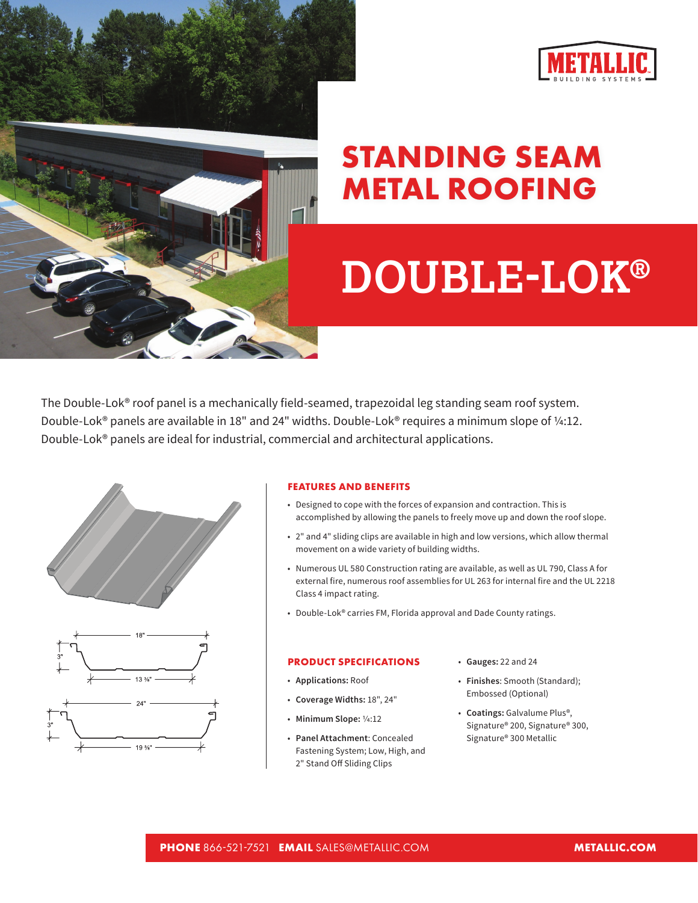METALLIC BUILDING SYSTEMS

# STANDING SEAM METAL ROOFING

# DOUBLE-LOK®

The Double-Lok® roof panel is a mechanically field-seamed, trapezoidal leg standing seam roof system. Double-Lok® panels are available in 18" and 24" widths. Double-Lok® requires a minimum slope of ¼:12. Double-Lok® panels are ideal for industrial, commercial and architectural applications.

18"
3"
13 ¾"

24"
3"
19 ¾"

## FEATURES AND BENEFITS

- Designed to cope with the forces of expansion and contraction. This is accomplished by allowing the panels to freely move up and down the roof slope.
- 2" and 4" sliding clips are available in high and low versions, which allow thermal movement on a wide variety of building widths.
- Numerous UL 580 Construction rating are available, as well as UL 790, Class A for external fire, numerous roof assemblies for UL 263 for internal fire and the UL 2218 Class 4 impact rating.
- Double-Lok® carries FM, Florida approval and Dade County ratings.

## PRODUCT SPECIFICATIONS

- **Applications:** Roof
- **Coverage Widths:** 18", 24"
- **Minimum Slope:** ¼:12
- **Panel Attachment**: Concealed Fastening System; Low, High, and 2" Stand Off Sliding Clips
- **Gauges:** 22 and 24
- **Finishes**: Smooth (Standard); Embossed (Optional)
- **Coatings:** Galvalume Plus®, Signature® 200, Signature® 300, Signature® 300 Metallic

**PHONE** 866-521-7521 **EMAIL** SALES@METALLIC.COM **METALLIC.COM**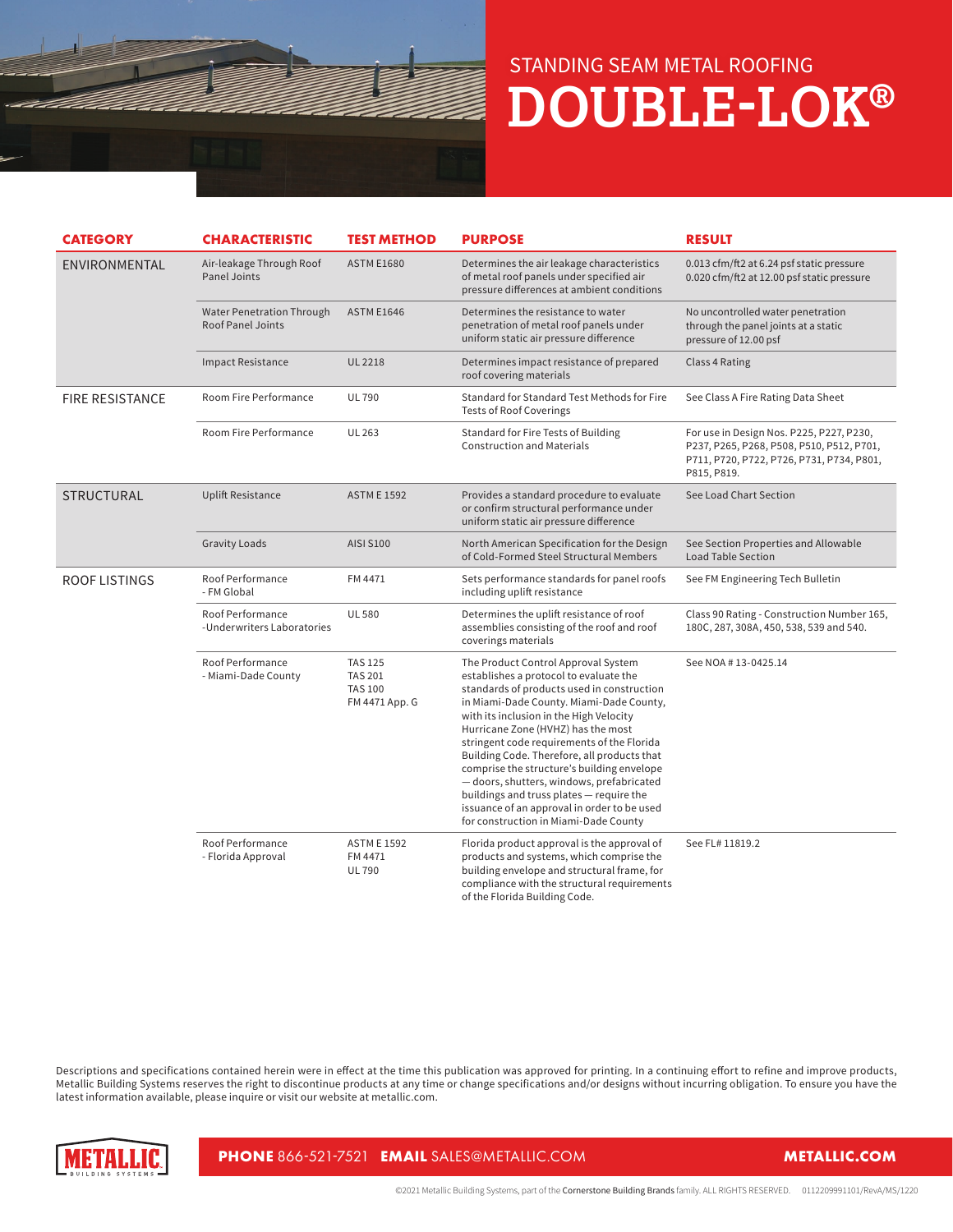STANDING SEAM METAL ROOFING

# DOUBLE-LOK®

| CATEGORY | CHARACTERISTIC | TEST METHOD | PURPOSE | RESULT |
|---|---|---|---|---|
| ENVIRONMENTAL | Air-leakage Through Roof Panel Joints | ASTM E1680 | Determines the air leakage characteristics of metal roof panels under specified air pressure differences at ambient conditions | 0.013 cfm/ft2 at 6.24 psf static pressure 0.020 cfm/ft2 at 12.00 psf static pressure |
| | Water Penetration Through Roof Panel Joints | ASTM E1646 | Determines the resistance to water penetration of metal roof panels under uniform static air pressure difference | No uncontrolled water penetration through the panel joints at a static pressure of 12.00 psf |
| | Impact Resistance | UL 2218 | Determines impact resistance of prepared roof covering materials | Class 4 Rating |
| FIRE RESISTANCE | Room Fire Performance | UL 790 | Standard for Standard Test Methods for Fire Tests of Roof Coverings | See Class A Fire Rating Data Sheet |
| | Room Fire Performance | UL 263 | Standard for Fire Tests of Building Construction and Materials | For use in Design Nos. P225, P227, P230, P237, P265, P268, P508, P510, P512, P701, P711, P720, P722, P726, P731, P734, P801, P815, P819. |
| STRUCTURAL | Uplift Resistance | ASTM E 1592 | Provides a standard procedure to evaluate or confirm structural performance under uniform static air pressure difference | See Load Chart Section |
| | Gravity Loads | AISI S100 | North American Specification for the Design of Cold-Formed Steel Structural Members | See Section Properties and Allowable Load Table Section |
| ROOF LISTINGS | Roof Performance - FM Global | FM 4471 | Sets performance standards for panel roofs including uplift resistance | See FM Engineering Tech Bulletin |
| | Roof Performance -Underwriters Laboratories | UL 580 | Determines the uplift resistance of roof assemblies consisting of the roof and roof coverings materials | Class 90 Rating - Construction Number 165, 180C, 287, 308A, 450, 538, 539 and 540. |
| | Roof Performance - Miami-Dade County | TAS 125 TAS 201 TAS 100 FM 4471 App. G | The Product Control Approval System establishes a protocol to evaluate the standards of products used in construction in Miami-Dade County. Miami-Dade County, with its inclusion in the High Velocity Hurricane Zone (HVHZ) has the most stringent code requirements of the Florida Building Code. Therefore, all products that comprise the structure's building envelope — doors, shutters, windows, prefabricated buildings and truss plates — require the issuance of an approval in order to be used for construction in Miami-Dade County | See NOA # 13-0425.14 |
| | Roof Performance - Florida Approval | ASTM E 1592 FM 4471 UL 790 | Florida product approval is the approval of products and systems, which comprise the building envelope and structural frame, for compliance with the structural requirements of the Florida Building Code. | See FL# 11819.2 |

Descriptions and specifications contained herein were in effect at the time this publication was approved for printing. In a continuing effort to refine and improve products, Metallic Building Systems reserves the right to discontinue products at any time or change specifications and/or designs without incurring obligation. To ensure you have the latest information available, please inquire or visit our website at metallic.com.

METALLIC BUILDING SYSTEMS

**PHONE** 866-521-7521 **EMAIL** SALES@METALLIC.COM **METALLIC.COM**

©2021 Metallic Building Systems, part of the Cornerstone Building Brands family. ALL RIGHTS RESERVED. 0112209991101/RevA/MS/1220